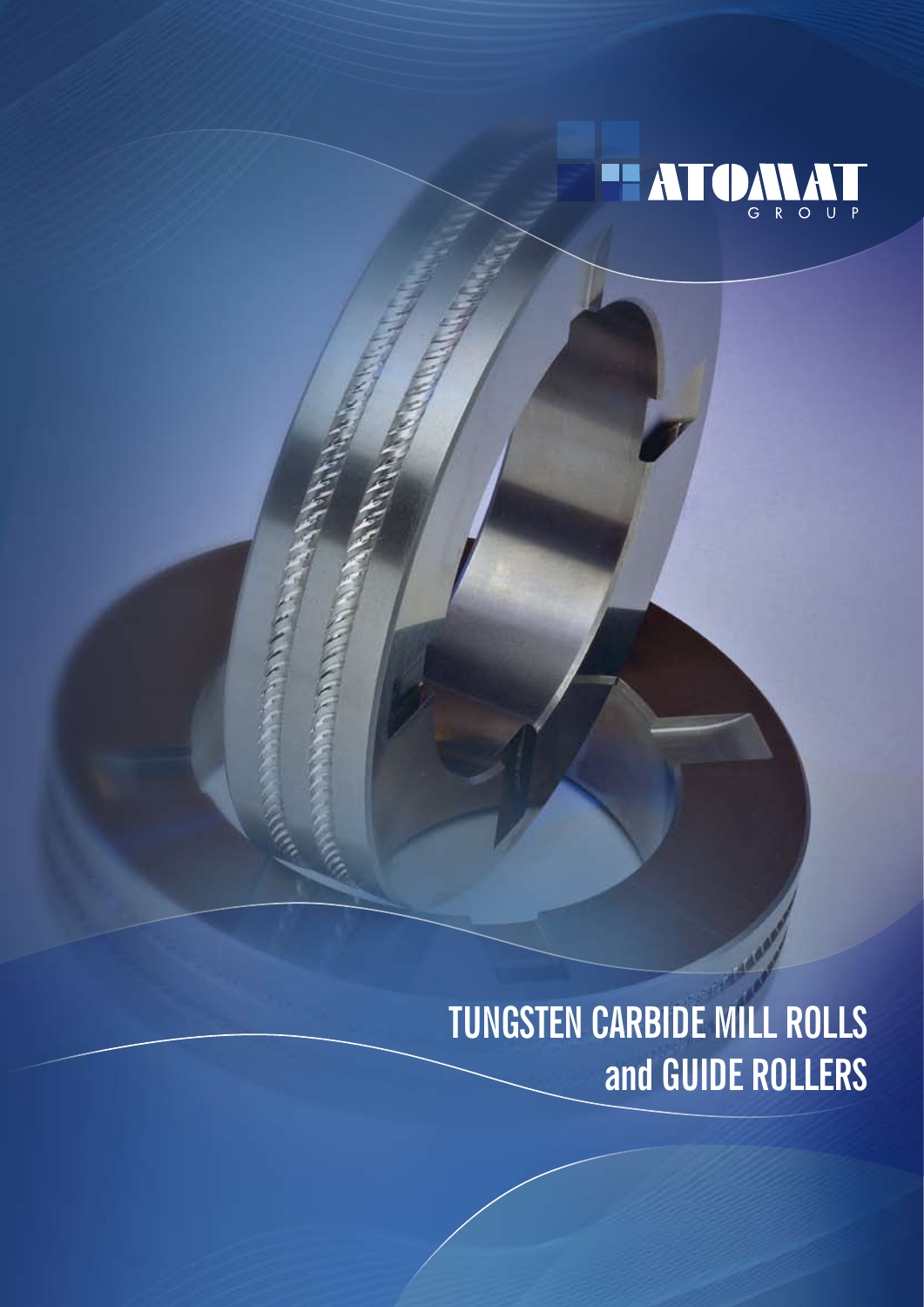ATOMAT GROUP

# TUNGSTEN CARBIDE MILL ROLLS and GUIDE ROLLERS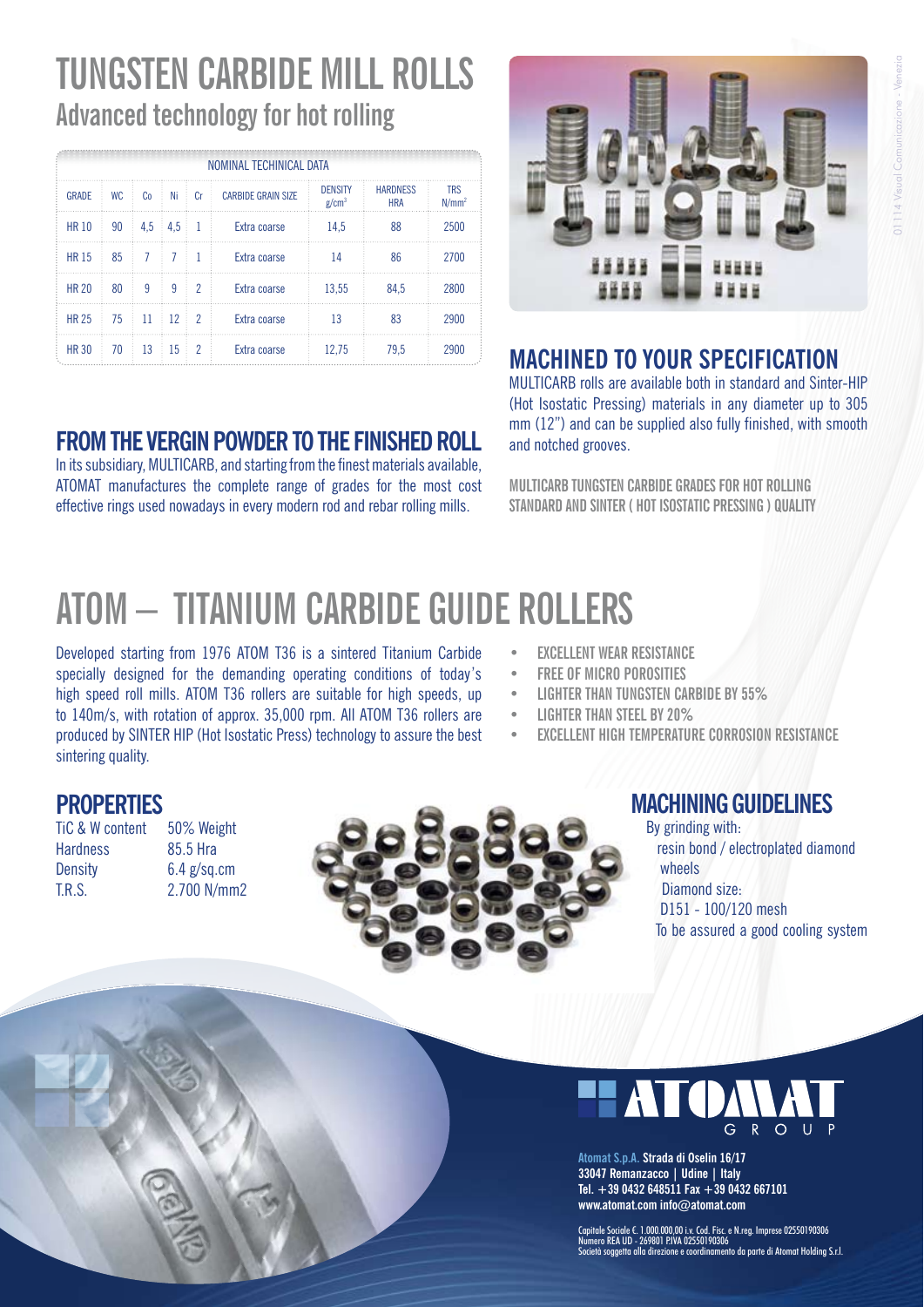# TUNGSTEN CARBIDE MILL ROLLS

## Advanced technology for hot rolling

| NOMINAL TECHINICAL DATA | | | | | | | | |
|---|---|---|---|---|---|---|---|---|
| GRADE | WC | Co | Ni | Cr | CARBIDE GRAIN SIZE | DENSITY $g/cm^3$ | HARDNESS HRA | TRS $N/mm^2$ |
| HR 10 | 90 | 4,5 | 4,5 | 1 | Extra coarse | 14,5 | 88 | 2500 |
| HR 15 | 85 | 7 | 7 | 1 | Extra coarse | 14 | 86 | 2700 |
| HR 20 | 80 | 9 | 9 | 2 | Extra coarse | 13,55 | 84,5 | 2800 |
| HR 25 | 75 | 11 | 12 | 2 | Extra coarse | 13 | 83 | 2900 |
| HR 30 | 70 | 13 | 15 | 2 | Extra coarse | 12,75 | 79,5 | 2900 |

## FROM THE VERGIN POWDER TO THE FINISHED ROLL

In its subsidiary, MULTICARB, and starting from the finest materials available, ATOMAT manufactures the complete range of grades for the most cost effective rings used nowadays in every modern rod and rebar rolling mills.

## MACHINED TO YOUR SPECIFICATION

MULTICARB rolls are available both in standard and Sinter-HIP (Hot Isostatic Pressing) materials in any diameter up to 305 mm (12") and can be supplied also fully finished, with smooth and notched grooves.

MULTICARB TUNGSTEN CARBIDE GRADES FOR HOT ROLLING
STANDARD AND SINTER ( HOT ISOSTATIC PRESSING ) QUALITY

# ATOM – TITANIUM CARBIDE GUIDE ROLLERS

Developed starting from 1976 ATOM T36 is a sintered Titanium Carbide specially designed for the demanding operating conditions of today's high speed roll mills. ATOM T36 rollers are suitable for high speeds, up to 140m/s, with rotation of approx. 35,000 rpm. All ATOM T36 rollers are produced by SINTER HIP (Hot Isostatic Press) technology to assure the best sintering quality.

- EXCELLENT WEAR RESISTANCE
- FREE OF MICRO POROSITIES
- LIGHTER THAN TUNGSTEN CARBIDE BY 55%
- LIGHTER THAN STEEL BY 20%
- EXCELLENT HIGH TEMPERATURE CORROSION RESISTANCE

## PROPERTIES

| | |
|---|---|
| TiC & W content | 50% Weight |
| Hardness | 85.5 Hra |
| Density | 6.4 g/sq.cm |
| T.R.S. | 2.700 N/mm2 |

## MACHINING GUIDELINES

By grinding with:
resin bond / electroplated diamond wheels
Diamond size:
D151 - 100/120 mesh
To be assured a good cooling system

ATOMAT GROUP

**Atomat S.p.A.** Strada di Oselin 16/17
33047 Remanzacco | Udine | Italy
Tel. +39 0432 648511 Fax +39 0432 667101
www.atomat.com info@atomat.com

Capitale Sociale €. 1.000.000,00 i.v. Cod. Fisc. e N.reg. Imprese 02550190306
Numero REA UD - 269801 P.IVA 02550190306
Società soggetta alla direzione e coordinamento da parte di Atomat Holding S.r.l.